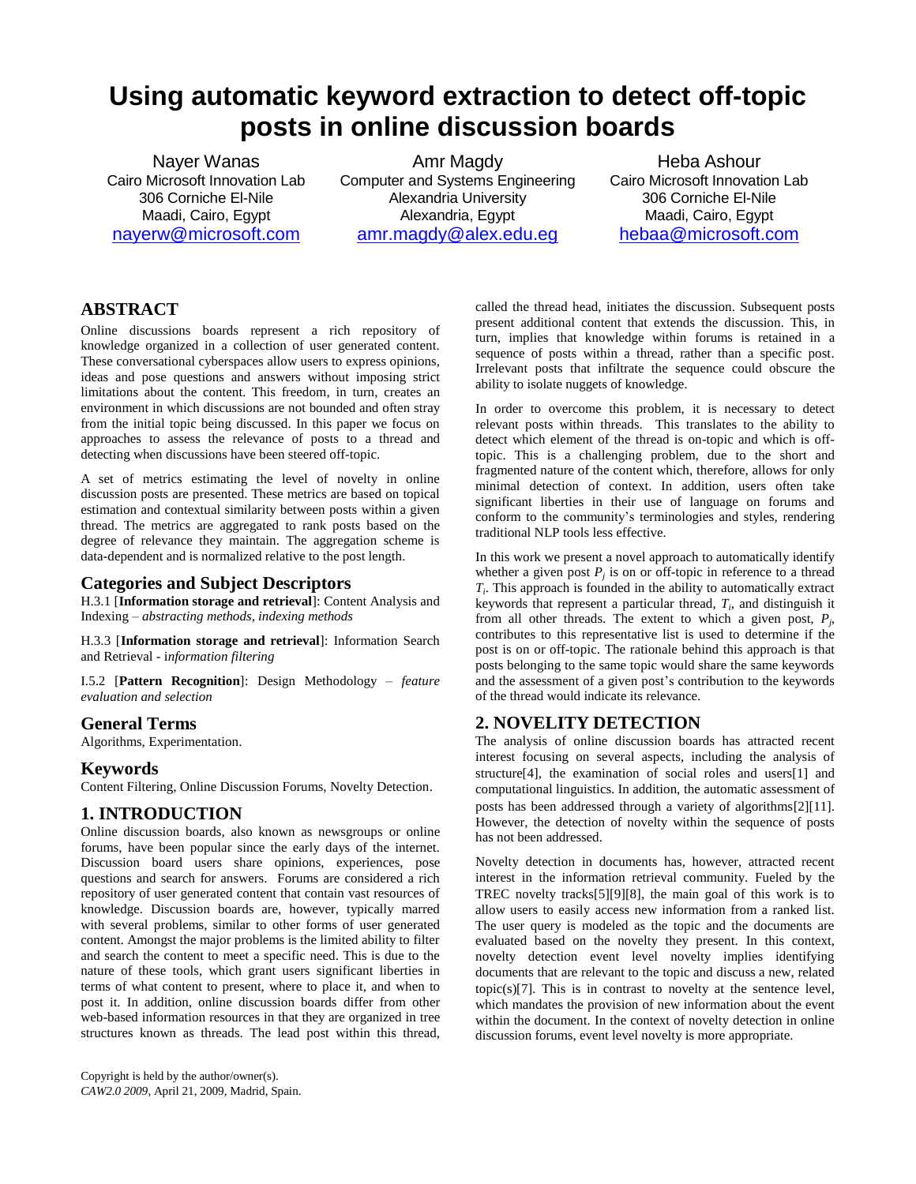# Using automatic keyword extraction to detect off-topic posts in online discussion boards

Nayer Wanas
Cairo Microsoft Innovation Lab
306 Corniche El-Nile
Maadi, Cairo, Egypt
nayerw@microsoft.com

Amr Magdy
Computer and Systems Engineering
Alexandria University
Alexandria, Egypt
amr.magdy@alex.edu.eg

Heba Ashour
Cairo Microsoft Innovation Lab
306 Corniche El-Nile
Maadi, Cairo, Egypt
hebaa@microsoft.com

## ABSTRACT

Online discussions boards represent a rich repository of knowledge organized in a collection of user generated content. These conversational cyberspaces allow users to express opinions, ideas and pose questions and answers without imposing strict limitations about the content. This freedom, in turn, creates an environment in which discussions are not bounded and often stray from the initial topic being discussed. In this paper we focus on approaches to assess the relevance of posts to a thread and detecting when discussions have been steered off-topic.

A set of metrics estimating the level of novelty in online discussion posts are presented. These metrics are based on topical estimation and contextual similarity between posts within a given thread. The metrics are aggregated to rank posts based on the degree of relevance they maintain. The aggregation scheme is data-dependent and is normalized relative to the post length.

## Categories and Subject Descriptors

H.3.1 [**Information storage and retrieval**]: Content Analysis and Indexing – *abstracting methods, indexing methods*

H.3.3 [**Information storage and retrieval**]: Information Search and Retrieval - i*nformation filtering*

I.5.2 [**Pattern Recognition**]: Design Methodology – *feature evaluation and selection*

## General Terms

Algorithms, Experimentation.

## Keywords

Content Filtering, Online Discussion Forums, Novelty Detection.

## 1. INTRODUCTION

Online discussion boards, also known as newsgroups or online forums, have been popular since the early days of the internet. Discussion board users share opinions, experiences, pose questions and search for answers. Forums are considered a rich repository of user generated content that contain vast resources of knowledge. Discussion boards are, however, typically marred with several problems, similar to other forms of user generated content. Amongst the major problems is the limited ability to filter and search the content to meet a specific need. This is due to the nature of these tools, which grant users significant liberties in terms of what content to present, where to place it, and when to post it. In addition, online discussion boards differ from other web-based information resources in that they are organized in tree structures known as threads. The lead post within this thread, called the thread head, initiates the discussion. Subsequent posts present additional content that extends the discussion. This, in turn, implies that knowledge within forums is retained in a sequence of posts within a thread, rather than a specific post. Irrelevant posts that infiltrate the sequence could obscure the ability to isolate nuggets of knowledge.

In order to overcome this problem, it is necessary to detect relevant posts within threads. This translates to the ability to detect which element of the thread is on-topic and which is off-topic. This is a challenging problem, due to the short and fragmented nature of the content which, therefore, allows for only minimal detection of context. In addition, users often take significant liberties in their use of language on forums and conform to the community's terminologies and styles, rendering traditional NLP tools less effective.

In this work we present a novel approach to automatically identify whether a given post $P_j$ is on or off-topic in reference to a thread $T_i$. This approach is founded in the ability to automatically extract keywords that represent a particular thread, $T_i$, and distinguish it from all other threads. The extent to which a given post, $P_j$, contributes to this representative list is used to determine if the post is on or off-topic. The rationale behind this approach is that posts belonging to the same topic would share the same keywords and the assessment of a given post's contribution to the keywords of the thread would indicate its relevance.

## 2. NOVELITY DETECTION

The analysis of online discussion boards has attracted recent interest focusing on several aspects, including the analysis of structure[4], the examination of social roles and users[1] and computational linguistics. In addition, the automatic assessment of posts has been addressed through a variety of algorithms[2][11]. However, the detection of novelty within the sequence of posts has not been addressed.

Novelty detection in documents has, however, attracted recent interest in the information retrieval community. Fueled by the TREC novelty tracks[5][9][8], the main goal of this work is to allow users to easily access new information from a ranked list. The user query is modeled as the topic and the documents are evaluated based on the novelty they present. In this context, novelty detection event level novelty implies identifying documents that are relevant to the topic and discuss a new, related topic(s)[7]. This is in contrast to novelty at the sentence level, which mandates the provision of new information about the event within the document. In the context of novelty detection in online discussion forums, event level novelty is more appropriate.

Copyright is held by the author/owner(s).
*CAW2.0 2009*, April 21, 2009, Madrid, Spain.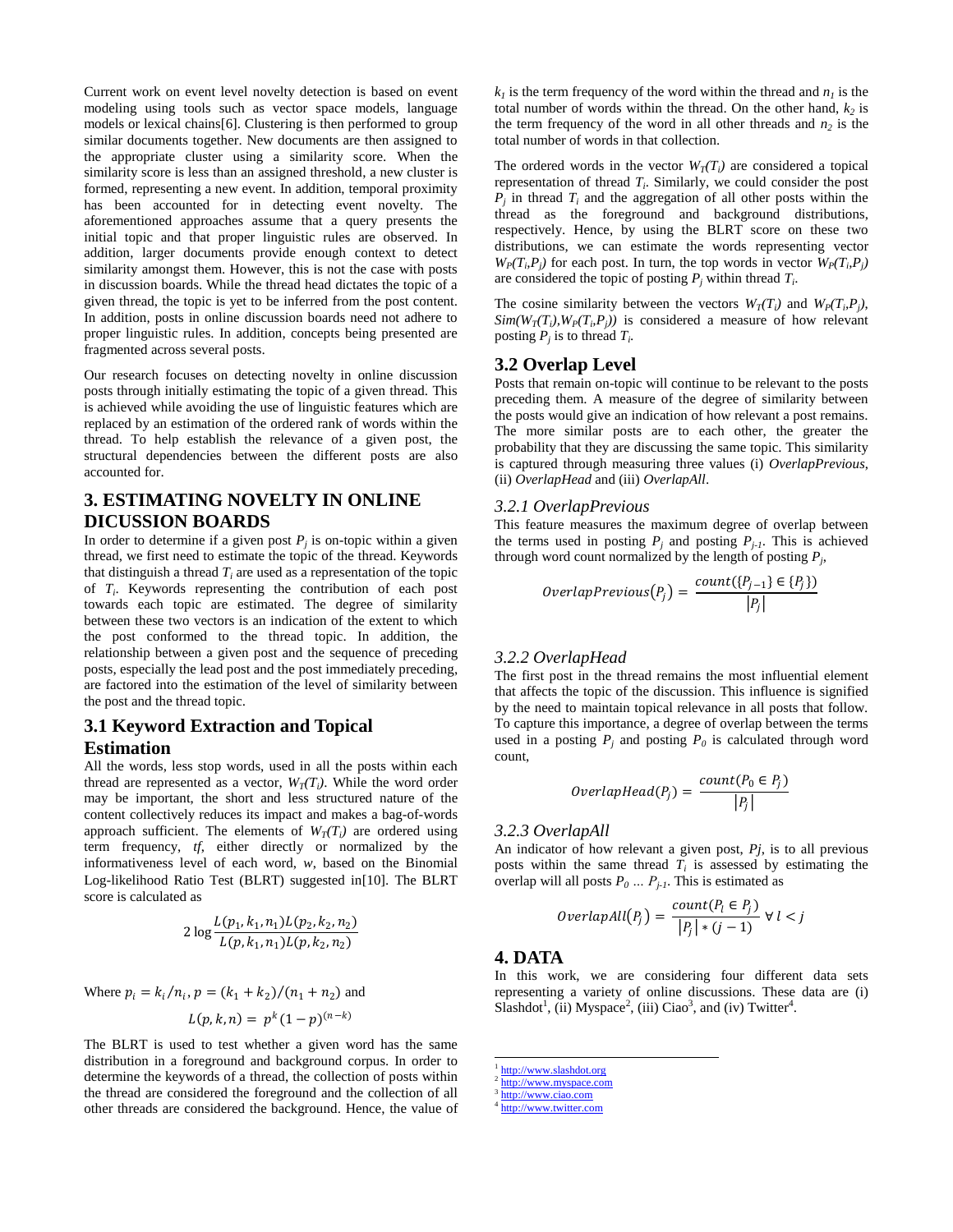Current work on event level novelty detection is based on event modeling using tools such as vector space models, language models or lexical chains[6]. Clustering is then performed to group similar documents together. New documents are then assigned to the appropriate cluster using a similarity score. When the similarity score is less than an assigned threshold, a new cluster is formed, representing a new event. In addition, temporal proximity has been accounted for in detecting event novelty. The aforementioned approaches assume that a query presents the initial topic and that proper linguistic rules are observed. In addition, larger documents provide enough context to detect similarity amongst them. However, this is not the case with posts in discussion boards. While the thread head dictates the topic of a given thread, the topic is yet to be inferred from the post content. In addition, posts in online discussion boards need not adhere to proper linguistic rules. In addition, concepts being presented are fragmented across several posts.

Our research focuses on detecting novelty in online discussion posts through initially estimating the topic of a given thread. This is achieved while avoiding the use of linguistic features which are replaced by an estimation of the ordered rank of words within the thread. To help establish the relevance of a given post, the structural dependencies between the different posts are also accounted for.

## 3. ESTIMATING NOVELTY IN ONLINE DICUSSION BOARDS

In order to determine if a given post $P_j$ is on-topic within a given thread, we first need to estimate the topic of the thread. Keywords that distinguish a thread $T_i$ are used as a representation of the topic of $T_i$. Keywords representing the contribution of each post towards each topic are estimated. The degree of similarity between these two vectors is an indication of the extent to which the post conformed to the thread topic. In addition, the relationship between a given post and the sequence of preceding posts, especially the lead post and the post immediately preceding, are factored into the estimation of the level of similarity between the post and the thread topic.

### 3.1 Keyword Extraction and Topical Estimation

All the words, less stop words, used in all the posts within each thread are represented as a vector, $W_T(T_i)$. While the word order may be important, the short and less structured nature of the content collectively reduces its impact and makes a bag-of-words approach sufficient. The elements of $W_T(T_i)$ are ordered using term frequency, *tf*, either directly or normalized by the informativeness level of each word, *w*, based on the Binomial Log-likelihood Ratio Test (BLRT) suggested in[10]. The BLRT score is calculated as

$$2\log\frac{L(p_1,k_1,n_1)L(p_2,k_2,n_2)}{L(p,k_1,n_1)L(p,k_2,n_2)}$$

Where $p_i = k_i/n_i$, $p = (k_1+k_2)/(n_1+n_2)$ and

$$L(p,k,n) = p^k(1-p)^{(n-k)}$$

The BLRT is used to test whether a given word has the same distribution in a foreground and background corpus. In order to determine the keywords of a thread, the collection of posts within the thread are considered the foreground and the collection of all other threads are considered the background. Hence, the value of $k_1$ is the term frequency of the word within the thread and $n_1$ is the total number of words within the thread. On the other hand, $k_2$ is the term frequency of the word in all other threads and $n_2$ is the total number of words in that collection.

The ordered words in the vector $W_T(T_i)$ are considered a topical representation of thread $T_i$. Similarly, we could consider the post $P_j$ in thread $T_i$ and the aggregation of all other posts within the thread as the foreground and background distributions, respectively. Hence, by using the BLRT score on these two distributions, we can estimate the words representing vector $W_P(T_i,P_j)$ for each post. In turn, the top words in vector $W_P(T_i,P_j)$ are considered the topic of posting $P_j$ within thread $T_i$.

The cosine similarity between the vectors $W_T(T_i)$ and $W_P(T_i,P_j)$, $Sim(W_T(T_i),W_P(T_i,P_j))$ is considered a measure of how relevant posting $P_j$ is to thread $T_i$.

### 3.2 Overlap Level

Posts that remain on-topic will continue to be relevant to the posts preceding them. A measure of the degree of similarity between the posts would give an indication of how relevant a post remains. The more similar posts are to each other, the greater the probability that they are discussing the same topic. This similarity is captured through measuring three values (i) *OverlapPrevious*, (ii) *OverlapHead* and (iii) *OverlapAll*.

#### *3.2.1 OverlapPrevious*

This feature measures the maximum degree of overlap between the terms used in posting $P_j$ and posting $P_{j-1}$. This is achieved through word count normalized by the length of posting $P_j$,

$$OverlapPrevious(P_j) = \frac{count(\{P_{j-1}\} \in \{P_j\})}{|P_j|}$$

#### *3.2.2 OverlapHead*

The first post in the thread remains the most influential element that affects the topic of the discussion. This influence is signified by the need to maintain topical relevance in all posts that follow. To capture this importance, a degree of overlap between the terms used in a posting $P_j$ and posting $P_0$ is calculated through word count,

$$OverlapHead(P_j) = \frac{count(P_0 \in P_j)}{|P_j|}$$

#### *3.2.3 OverlapAll*

An indicator of how relevant a given post, *Pj*, is to all previous posts within the same thread $T_i$ is assessed by estimating the overlap will all posts $P_0$ ... $P_{j-1}$. This is estimated as

$$OverlapAll(P_j) = \frac{count(P_l \in P_j)}{|P_j| * (j-1)} \;\forall\, l < j$$

## 4. DATA

In this work, we are considering four different data sets representing a variety of online discussions. These data are (i) Slashdot[1], (ii) Myspace[2], (iii) Ciao[3], and (iv) Twitter[4].

[1] http://www.slashdot.org
[2] http://www.myspace.com
[3] http://www.ciao.com
[4] http://www.twitter.com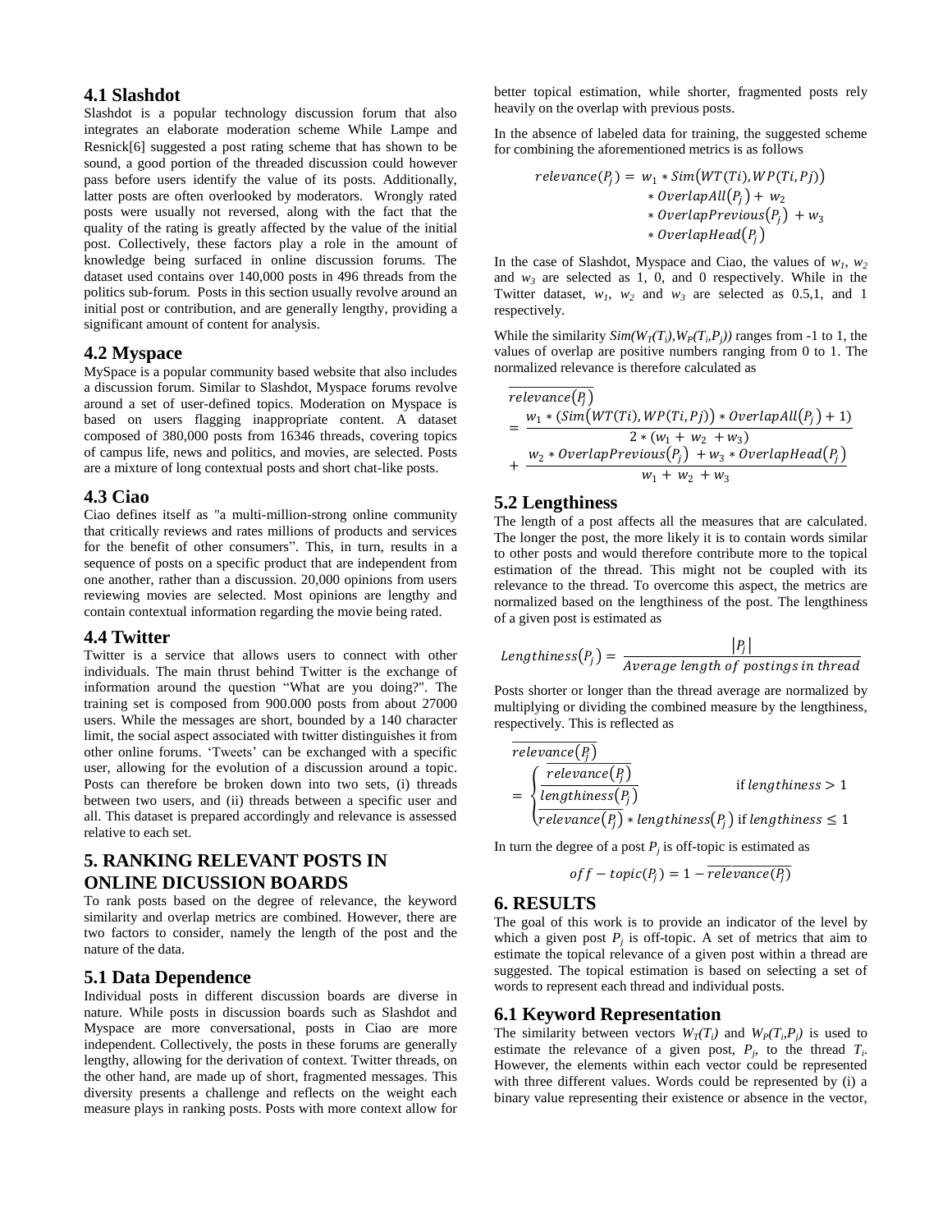### 4.1 Slashdot

Slashdot is a popular technology discussion forum that also integrates an elaborate moderation scheme While Lampe and Resnick[6] suggested a post rating scheme that has shown to be sound, a good portion of the threaded discussion could however pass before users identify the value of its posts. Additionally, latter posts are often overlooked by moderators. Wrongly rated posts were usually not reversed, along with the fact that the quality of the rating is greatly affected by the value of the initial post. Collectively, these factors play a role in the amount of knowledge being surfaced in online discussion forums. The dataset used contains over 140,000 posts in 496 threads from the politics sub-forum. Posts in this section usually revolve around an initial post or contribution, and are generally lengthy, providing a significant amount of content for analysis.

### 4.2 Myspace

MySpace is a popular community based website that also includes a discussion forum. Similar to Slashdot, Myspace forums revolve around a set of user-defined topics. Moderation on Myspace is based on users flagging inappropriate content. A dataset composed of 380,000 posts from 16346 threads, covering topics of campus life, news and politics, and movies, are selected. Posts are a mixture of long contextual posts and short chat-like posts.

### 4.3 Ciao

Ciao defines itself as "a multi-million-strong online community that critically reviews and rates millions of products and services for the benefit of other consumers". This, in turn, results in a sequence of posts on a specific product that are independent from one another, rather than a discussion. 20,000 opinions from users reviewing movies are selected. Most opinions are lengthy and contain contextual information regarding the movie being rated.

### 4.4 Twitter

Twitter is a service that allows users to connect with other individuals. The main thrust behind Twitter is the exchange of information around the question "What are you doing?". The training set is composed from 900.000 posts from about 27000 users. While the messages are short, bounded by a 140 character limit, the social aspect associated with twitter distinguishes it from other online forums. 'Tweets' can be exchanged with a specific user, allowing for the evolution of a discussion around a topic. Posts can therefore be broken down into two sets, (i) threads between two users, and (ii) threads between a specific user and all. This dataset is prepared accordingly and relevance is assessed relative to each set.

## 5. RANKING RELEVANT POSTS IN ONLINE DICUSSION BOARDS

To rank posts based on the degree of relevance, the keyword similarity and overlap metrics are combined. However, there are two factors to consider, namely the length of the post and the nature of the data.

### 5.1 Data Dependence

Individual posts in different discussion boards are diverse in nature. While posts in discussion boards such as Slashdot and Myspace are more conversational, posts in Ciao are more independent. Collectively, the posts in these forums are generally lengthy, allowing for the derivation of context. Twitter threads, on the other hand, are made up of short, fragmented messages. This diversity presents a challenge and reflects on the weight each measure plays in ranking posts. Posts with more context allow for better topical estimation, while shorter, fragmented posts rely heavily on the overlap with previous posts.

In the absence of labeled data for training, the suggested scheme for combining the aforementioned metrics is as follows

$$relevance(P_j) = w_1 * Sim(WT(Ti), WP(Ti,Pj)) * OverlapAll(P_j) + w_2 * OverlapPrevious(P_j) + w_3 * OverlapHead(P_j)$$

In the case of Slashdot, Myspace and Ciao, the values of $w_1$, $w_2$ and $w_3$ are selected as 1, 0, and 0 respectively. While in the Twitter dataset, $w_1$, $w_2$ and $w_3$ are selected as 0.5,1, and 1 respectively.

While the similarity $Sim(W_T(T_i),W_P(T_i,P_j))$ ranges from -1 to 1, the values of overlap are positive numbers ranging from 0 to 1. The normalized relevance is therefore calculated as

$$\overline{relevance(P_j)} = \frac{w_1 * (Sim(WT(Ti), WP(Ti,Pj)) * OverlapAll(P_j) + 1)}{2 * (w_1 + w_2 + w_3)} + \frac{w_2 * OverlapPrevious(P_j) + w_3 * OverlapHead(P_j)}{w_1 + w_2 + w_3}$$

### 5.2 Lengthiness

The length of a post affects all the measures that are calculated. The longer the post, the more likely it is to contain words similar to other posts and would therefore contribute more to the topical estimation of the thread. This might not be coupled with its relevance to the thread. To overcome this aspect, the metrics are normalized based on the lengthiness of the post. The lengthiness of a given post is estimated as

$$Lengthiness(P_j) = \frac{|P_j|}{Average\ length\ of\ postings\ in\ thread}$$

Posts shorter or longer than the thread average are normalized by multiplying or dividing the combined measure by the lengthiness, respectively. This is reflected as

$$\overline{relevance(P_j)} = \begin{cases} \dfrac{\overline{relevance(P_j)}}{lengthiness(P_j)} & \text{if } lengthiness > 1 \\ \overline{relevance(P_j)} * lengthiness(P_j) & \text{if } lengthiness \leq 1 \end{cases}$$

In turn the degree of a post $P_j$ is off-topic is estimated as

$$off-topic(P_j) = 1 - \overline{relevance(P_j)}$$

## 6. RESULTS

The goal of this work is to provide an indicator of the level by which a given post $P_j$ is off-topic. A set of metrics that aim to estimate the topical relevance of a given post within a thread are suggested. The topical estimation is based on selecting a set of words to represent each thread and individual posts.

### 6.1 Keyword Representation

The similarity between vectors $W_T(T_i)$ and $W_P(T_i,P_j)$ is used to estimate the relevance of a given post, $P_j$, to the thread $T_i$. However, the elements within each vector could be represented with three different values. Words could be represented by (i) a binary value representing their existence or absence in the vector,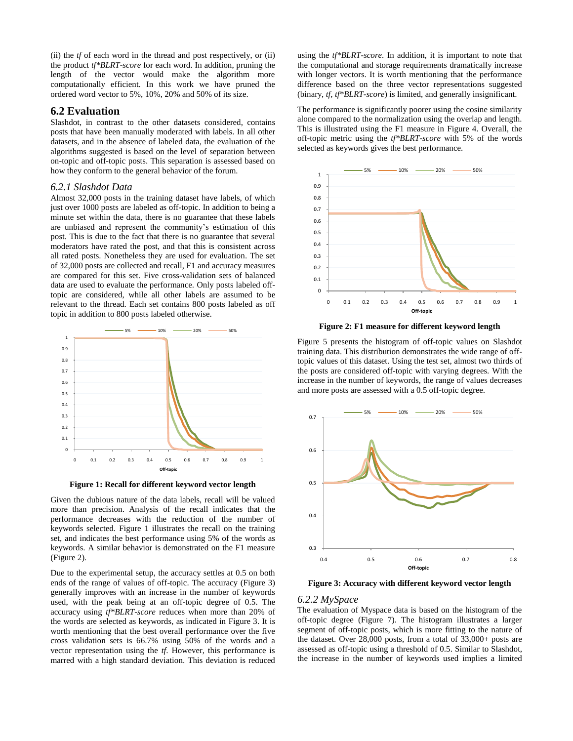(ii) the *tf* of each word in the thread and post respectively, or (ii) the product *tf\*BLRT-score* for each word. In addition, pruning the length of the vector would make the algorithm more computationally efficient. In this work we have pruned the ordered word vector to 5%, 10%, 20% and 50% of its size.

## 6.2 Evaluation

Slashdot, in contrast to the other datasets considered, contains posts that have been manually moderated with labels. In all other datasets, and in the absence of labeled data, the evaluation of the algorithms suggested is based on the level of separation between on-topic and off-topic posts. This separation is assessed based on how they conform to the general behavior of the forum.

### *6.2.1 Slashdot Data*

Almost 32,000 posts in the training dataset have labels, of which just over 1000 posts are labeled as off-topic. In addition to being a minute set within the data, there is no guarantee that these labels are unbiased and represent the community's estimation of this post. This is due to the fact that there is no guarantee that several moderators have rated the post, and that this is consistent across all rated posts. Nonetheless they are used for evaluation. The set of 32,000 posts are collected and recall, F1 and accuracy measures are compared for this set. Five cross-validation sets of balanced data are used to evaluate the performance. Only posts labeled off-topic are considered, while all other labels are assumed to be relevant to the thread. Each set contains 800 posts labeled as off topic in addition to 800 posts labeled otherwise.

**Figure 1: Recall for different keyword vector length**

Given the dubious nature of the data labels, recall will be valued more than precision. Analysis of the recall indicates that the performance decreases with the reduction of the number of keywords selected. Figure 1 illustrates the recall on the training set, and indicates the best performance using 5% of the words as keywords. A similar behavior is demonstrated on the F1 measure (Figure 2).

Due to the experimental setup, the accuracy settles at 0.5 on both ends of the range of values of off-topic. The accuracy (Figure 3) generally improves with an increase in the number of keywords used, with the peak being at an off-topic degree of 0.5. The accuracy using *tf\*BLRT-score* reduces when more than 20% of the words are selected as keywords, as indicated in Figure 3. It is worth mentioning that the best overall performance over the five cross validation sets is 66.7% using 50% of the words and a vector representation using the *tf*. However, this performance is marred with a high standard deviation. This deviation is reduced using the *tf\*BLRT-score*. In addition, it is important to note that the computational and storage requirements dramatically increase with longer vectors. It is worth mentioning that the performance difference based on the three vector representations suggested (binary, *tf*, *tf\*BLRT-score*) is limited, and generally insignificant.

The performance is significantly poorer using the cosine similarity alone compared to the normalization using the overlap and length. This is illustrated using the F1 measure in Figure 4. Overall, the off-topic metric using the *tf\*BLRT-score* with 5% of the words selected as keywords gives the best performance.

**Figure 2: F1 measure for different keyword length**

Figure 5 presents the histogram of off-topic values on Slashdot training data. This distribution demonstrates the wide range of off-topic values of this dataset. Using the test set, almost two thirds of the posts are considered off-topic with varying degrees. With the increase in the number of keywords, the range of values decreases and more posts are assessed with a 0.5 off-topic degree.

**Figure 3: Accuracy with different keyword vector length**

### *6.2.2 MySpace*

The evaluation of Myspace data is based on the histogram of the off-topic degree (Figure 7). The histogram illustrates a larger segment of off-topic posts, which is more fitting to the nature of the dataset. Over 28,000 posts, from a total of 33,000+ posts are assessed as off-topic using a threshold of 0.5. Similar to Slashdot, the increase in the number of keywords used implies a limited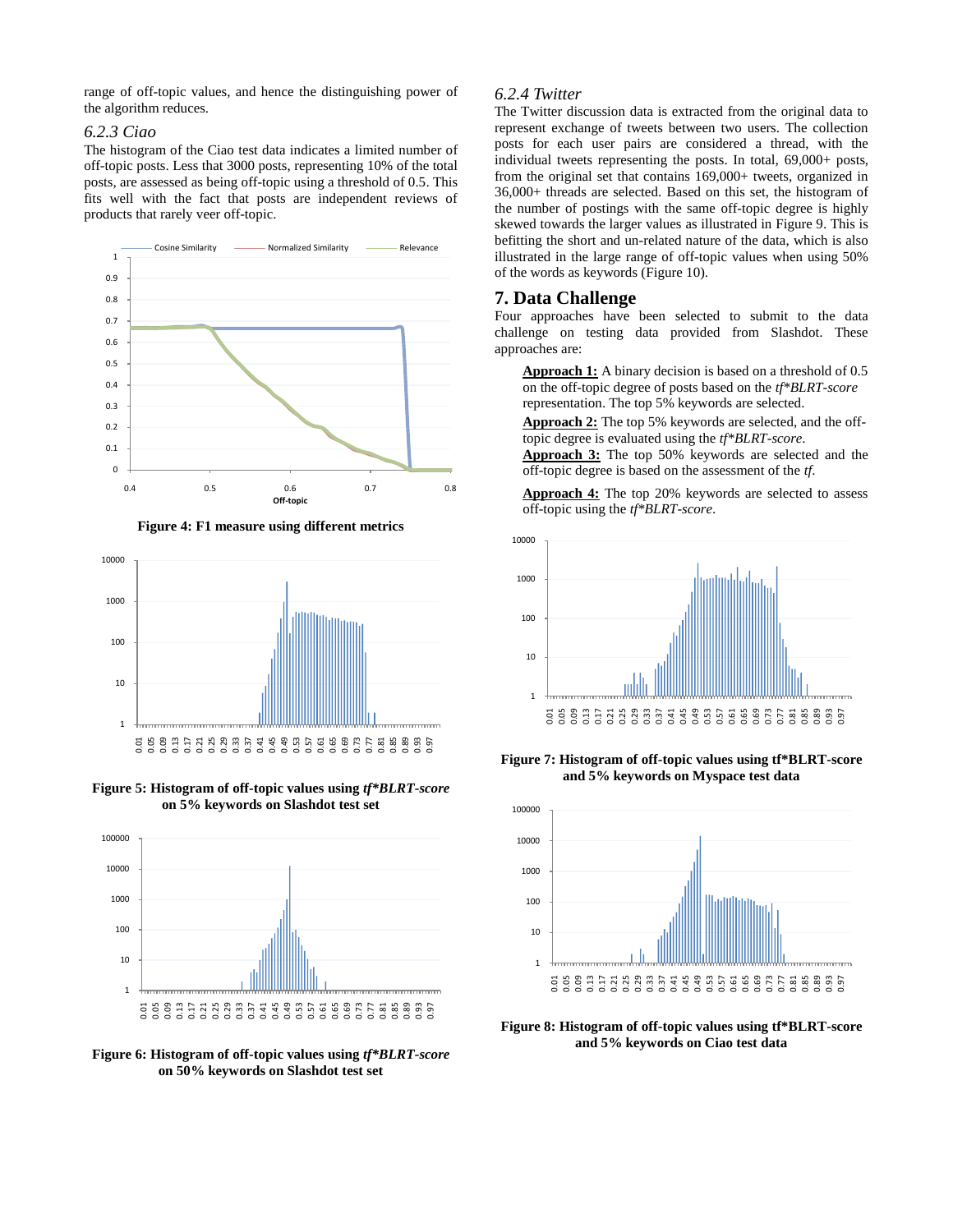range of off-topic values, and hence the distinguishing power of the algorithm reduces.

### 6.2.3 Ciao

The histogram of the Ciao test data indicates a limited number of off-topic posts. Less that 3000 posts, representing 10% of the total posts, are assessed as being off-topic using a threshold of 0.5. This fits well with the fact that posts are independent reviews of products that rarely veer off-topic.

**Figure 4: F1 measure using different metrics**

**Figure 5: Histogram of off-topic values using *tf\*BLRT-score* on 5% keywords on Slashdot test set**

**Figure 6: Histogram of off-topic values using *tf\*BLRT-score* on 50% keywords on Slashdot test set**

### 6.2.4 Twitter

The Twitter discussion data is extracted from the original data to represent exchange of tweets between two users. The collection posts for each user pairs are considered a thread, with the individual tweets representing the posts. In total, 69,000+ posts, from the original set that contains 169,000+ tweets, organized in 36,000+ threads are selected. Based on this set, the histogram of the number of postings with the same off-topic degree is highly skewed towards the larger values as illustrated in Figure 9. This is befitting the short and un-related nature of the data, which is also illustrated in the large range of off-topic values when using 50% of the words as keywords (Figure 10).

## 7. Data Challenge

Four approaches have been selected to submit to the data challenge on testing data provided from Slashdot. These approaches are:

**Approach 1:** A binary decision is based on a threshold of 0.5 on the off-topic degree of posts based on the *tf\*BLRT-score* representation. The top 5% keywords are selected.

**Approach 2:** The top 5% keywords are selected, and the off-topic degree is evaluated using the *tf\*BLRT-score*.

**Approach 3:** The top 50% keywords are selected and the off-topic degree is based on the assessment of the *tf*.

**Approach 4:** The top 20% keywords are selected to assess off-topic using the *tf\*BLRT-score*.

**Figure 7: Histogram of off-topic values using tf\*BLRT-score and 5% keywords on Myspace test data**

**Figure 8: Histogram of off-topic values using tf\*BLRT-score and 5% keywords on Ciao test data**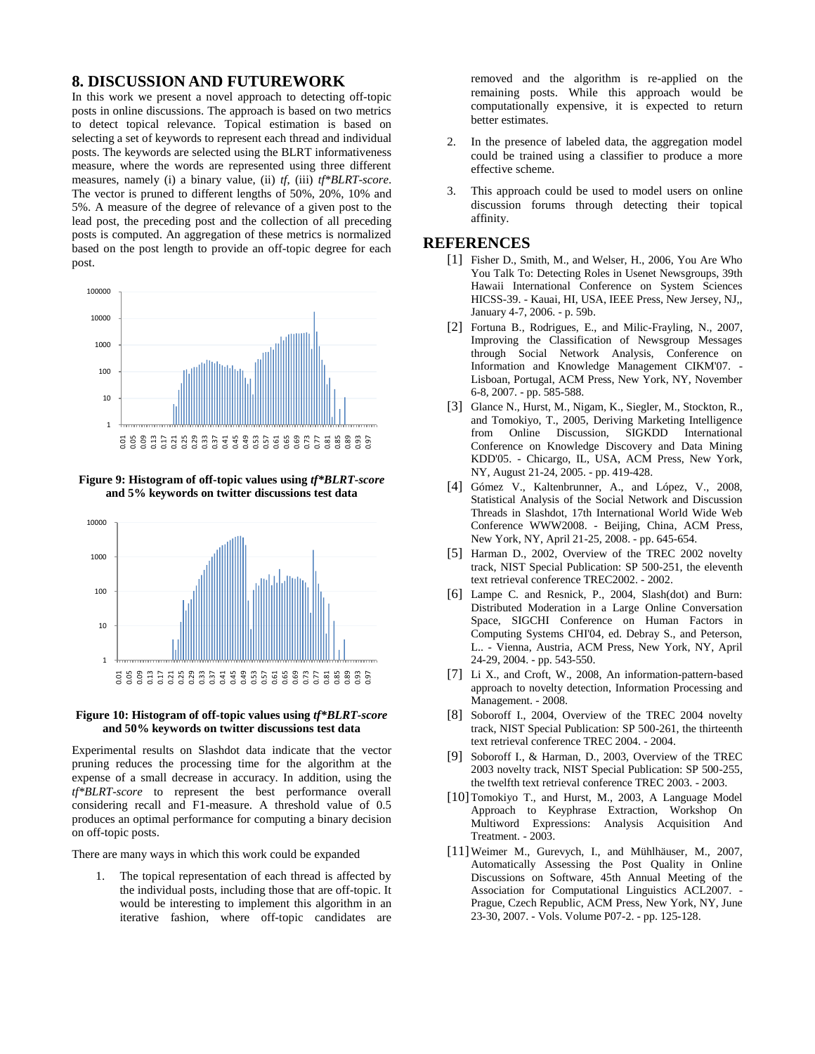## 8. DISCUSSION AND FUTUREWORK

In this work we present a novel approach to detecting off-topic posts in online discussions. The approach is based on two metrics to detect topical relevance. Topical estimation is based on selecting a set of keywords to represent each thread and individual posts. The keywords are selected using the BLRT informativeness measure, where the words are represented using three different measures, namely (i) a binary value, (ii) *tf*, (iii) *tf\*BLRT-score*. The vector is pruned to different lengths of 50%, 20%, 10% and 5%. A measure of the degree of relevance of a given post to the lead post, the preceding post and the collection of all preceding posts is computed. An aggregation of these metrics is normalized based on the post length to provide an off-topic degree for each post.

100000
10000
1000
100
10
1

0.01 0.05 0.09 0.13 0.17 0.21 0.25 0.29 0.33 0.37 0.41 0.45 0.49 0.53 0.57 0.61 0.65 0.69 0.73 0.77 0.81 0.85 0.89 0.93 0.97

**Figure 9: Histogram of off-topic values using *tf\*BLRT-score* and 5% keywords on twitter discussions test data**

10000
1000
100
10
1

0.01 0.05 0.09 0.13 0.17 0.21 0.25 0.29 0.33 0.37 0.41 0.45 0.49 0.53 0.57 0.61 0.65 0.69 0.73 0.77 0.81 0.85 0.89 0.93 0.97

**Figure 10: Histogram of off-topic values using *tf\*BLRT-score* and 50% keywords on twitter discussions test data**

Experimental results on Slashdot data indicate that the vector pruning reduces the processing time for the algorithm at the expense of a small decrease in accuracy. In addition, using the *tf\*BLRT-score* to represent the best performance overall considering recall and F1-measure. A threshold value of 0.5 produces an optimal performance for computing a binary decision on off-topic posts.

There are many ways in which this work could be expanded

1. The topical representation of each thread is affected by the individual posts, including those that are off-topic. It would be interesting to implement this algorithm in an iterative fashion, where off-topic candidates are removed and the algorithm is re-applied on the remaining posts. While this approach would be computationally expensive, it is expected to return better estimates.
2. In the presence of labeled data, the aggregation model could be trained using a classifier to produce a more effective scheme.
3. This approach could be used to model users on online discussion forums through detecting their topical affinity.

## REFERENCES

[1] Fisher D., Smith, M., and Welser, H., 2006, You Are Who You Talk To: Detecting Roles in Usenet Newsgroups, 39th Hawaii International Conference on System Sciences HICSS-39. - Kauai, HI, USA, IEEE Press, New Jersey, NJ,, January 4-7, 2006. - p. 59b.

[2] Fortuna B., Rodrigues, E., and Milic-Frayling, N., 2007, Improving the Classification of Newsgroup Messages through Social Network Analysis, Conference on Information and Knowledge Management CIKM'07. - Lisboan, Portugal, ACM Press, New York, NY, November 6-8, 2007. - pp. 585-588.

[3] Glance N., Hurst, M., Nigam, K., Siegler, M., Stockton, R., and Tomokiyo, T., 2005, Deriving Marketing Intelligence from Online Discussion, SIGKDD International Conference on Knowledge Discovery and Data Mining KDD'05. - Chicagro, IL, USA, ACM Press, New York, NY, August 21-24, 2005. - pp. 419-428.

[4] Gómez V., Kaltenbrunner, A., and López, V., 2008, Statistical Analysis of the Social Network and Discussion Threads in Slashdot, 17th International World Wide Web Conference WWW2008. - Beijing, China, ACM Press, New York, NY, April 21-25, 2008. - pp. 645-654.

[5] Harman D., 2002, Overview of the TREC 2002 novelty track, NIST Special Publication: SP 500-251, the eleventh text retrieval conference TREC2002. - 2002.

[6] Lampe C. and Resnick, P., 2004, Slash(dot) and Burn: Distributed Moderation in a Large Online Conversation Space, SIGCHI Conference on Human Factors in Computing Systems CHI'04, ed. Debray S., and Peterson, L.. - Vienna, Austria, ACM Press, New York, NY, April 24-29, 2004. - pp. 543-550.

[7] Li X., and Croft, W., 2008, An information-pattern-based approach to novelty detection, Information Processing and Management. - 2008.

[8] Soboroff I., 2004, Overview of the TREC 2004 novelty track, NIST Special Publication: SP 500-261, the thirteenth text retrieval conference TREC 2004. - 2004.

[9] Soboroff I., & Harman, D., 2003, Overview of the TREC 2003 novelty track, NIST Special Publication: SP 500-255, the twelfth text retrieval conference TREC 2003. - 2003.

[10] Tomokiyo T., and Hurst, M., 2003, A Language Model Approach to Keyphrase Extraction, Workshop On Multiword Expressions: Analysis Acquisition And Treatment. - 2003.

[11] Weimer M., Gurevych, I., and Mühlhäuser, M., 2007, Automatically Assessing the Post Quality in Online Discussions on Software, 45th Annual Meeting of the Association for Computational Linguistics ACL2007. - Prague, Czech Republic, ACM Press, New York, NY, June 23-30, 2007. - Vols. Volume P07-2. - pp. 125-128.